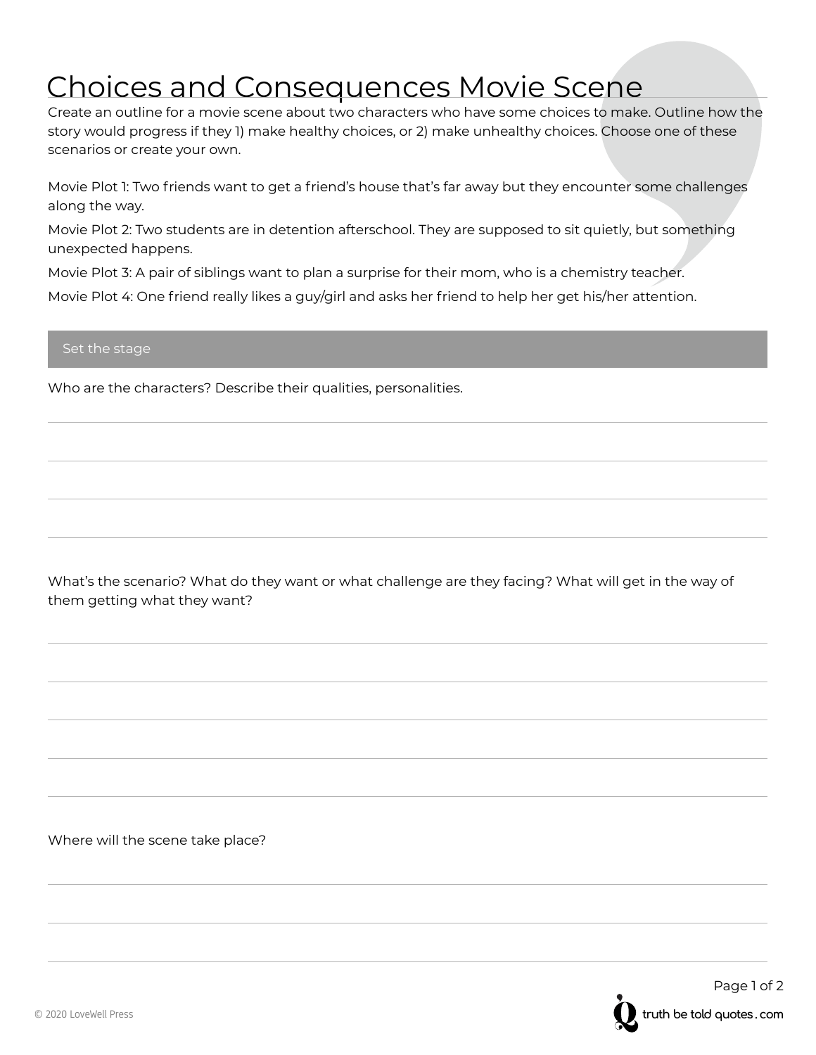# Choices and Consequences Movie Scene

Create an outline for a movie scene about two characters who have some choices to make. Outline how the story would progress if they 1) make healthy choices, or 2) make unhealthy choices. Choose one of these scenarios or create your own.

Movie Plot 1: Two friends want to get a friend's house that's far away but they encounter some challenges along the way.

Movie Plot 2: Two students are in detention afterschool. They are supposed to sit quietly, but something unexpected happens.

Movie Plot 3: A pair of siblings want to plan a surprise for their mom, who is a chemistry teacher.

Movie Plot 4: One friend really likes a guy/girl and asks her friend to help her get his/her attention.

## Set the stage

Who are the characters? Describe their qualities, personalities.

What's the scenario? What do they want or what challenge are they facing? What will get in the way of them getting what they want?

Where will the scene take place?

© 2020 LoveWell Press

truth be told quotes.com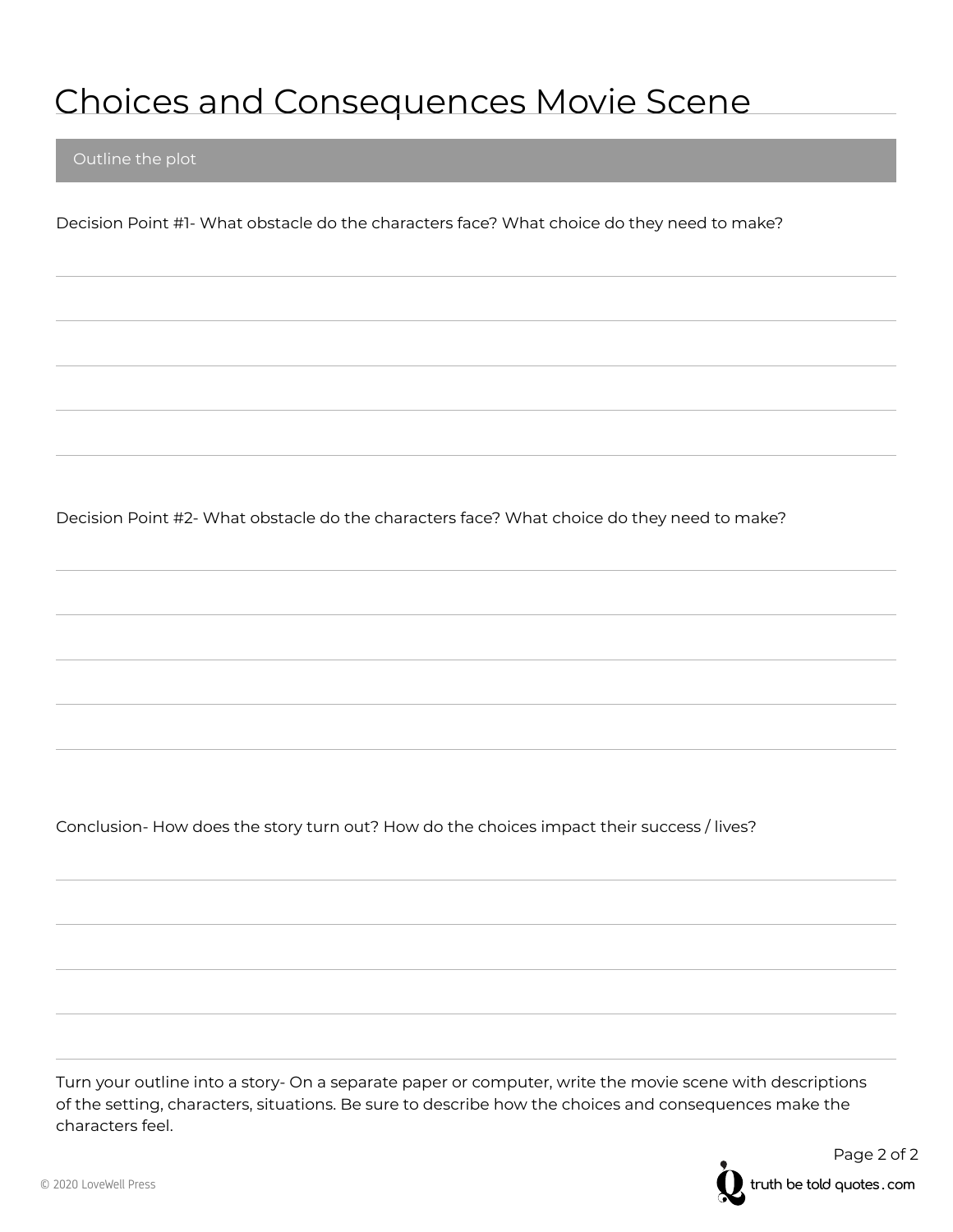# Choices and Consequences Movie Scene

## Outline the plot

Decision Point #1- What obstacle do the characters face? What choice do they need to make?

Decision Point #2- What obstacle do the characters face? What choice do they need to make?

Conclusion- How does the story turn out? How do the choices impact their success / lives?

Turn your outline into a story- On a separate paper or computer, write the movie scene with descriptions of the setting, characters, situations. Be sure to describe how the choices and consequences make the characters feel.